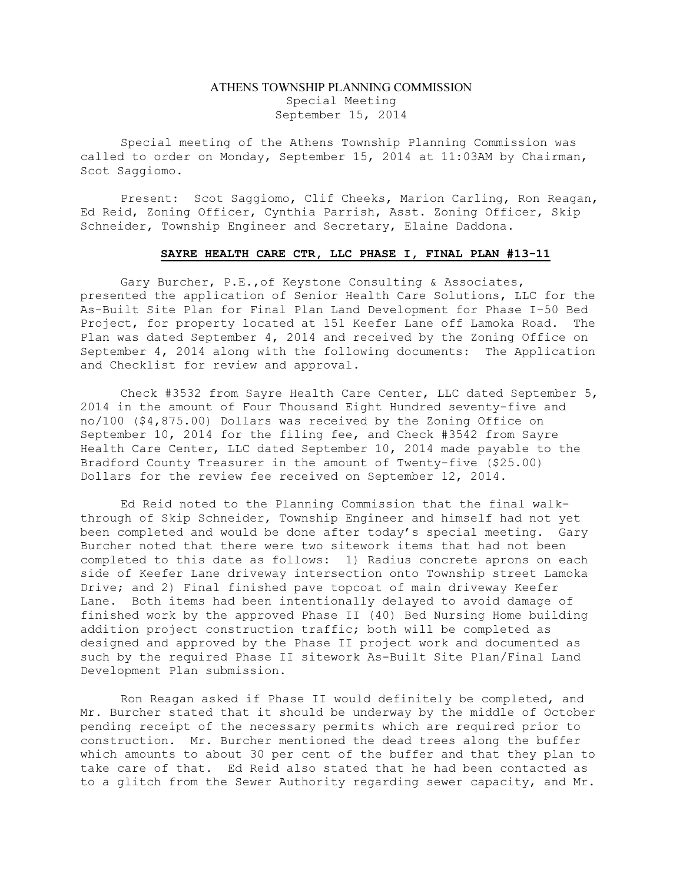# ATHENS TOWNSHIP PLANNING COMMISSION

Special Meeting
September 15, 2014

Special meeting of the Athens Township Planning Commission was called to order on Monday, September 15, 2014 at 11:03AM by Chairman, Scot Saggiomo.

Present: Scot Saggiomo, Clif Cheeks, Marion Carling, Ron Reagan, Ed Reid, Zoning Officer, Cynthia Parrish, Asst. Zoning Officer, Skip Schneider, Township Engineer and Secretary, Elaine Daddona.

## SAYRE HEALTH CARE CTR, LLC PHASE I, FINAL PLAN #13-11

Gary Burcher, P.E.,of Keystone Consulting & Associates, presented the application of Senior Health Care Solutions, LLC for the As-Built Site Plan for Final Plan Land Development for Phase I-50 Bed Project, for property located at 151 Keefer Lane off Lamoka Road. The Plan was dated September 4, 2014 and received by the Zoning Office on September 4, 2014 along with the following documents: The Application and Checklist for review and approval.

Check #3532 from Sayre Health Care Center, LLC dated September 5, 2014 in the amount of Four Thousand Eight Hundred seventy-five and no/100 ($4,875.00) Dollars was received by the Zoning Office on September 10, 2014 for the filing fee, and Check #3542 from Sayre Health Care Center, LLC dated September 10, 2014 made payable to the Bradford County Treasurer in the amount of Twenty-five ($25.00) Dollars for the review fee received on September 12, 2014.

Ed Reid noted to the Planning Commission that the final walk-through of Skip Schneider, Township Engineer and himself had not yet been completed and would be done after today's special meeting. Gary Burcher noted that there were two sitework items that had not been completed to this date as follows: 1) Radius concrete aprons on each side of Keefer Lane driveway intersection onto Township street Lamoka Drive; and 2) Final finished pave topcoat of main driveway Keefer Lane. Both items had been intentionally delayed to avoid damage of finished work by the approved Phase II (40) Bed Nursing Home building addition project construction traffic; both will be completed as designed and approved by the Phase II project work and documented as such by the required Phase II sitework As-Built Site Plan/Final Land Development Plan submission.

Ron Reagan asked if Phase II would definitely be completed, and Mr. Burcher stated that it should be underway by the middle of October pending receipt of the necessary permits which are required prior to construction. Mr. Burcher mentioned the dead trees along the buffer which amounts to about 30 per cent of the buffer and that they plan to take care of that. Ed Reid also stated that he had been contacted as to a glitch from the Sewer Authority regarding sewer capacity, and Mr.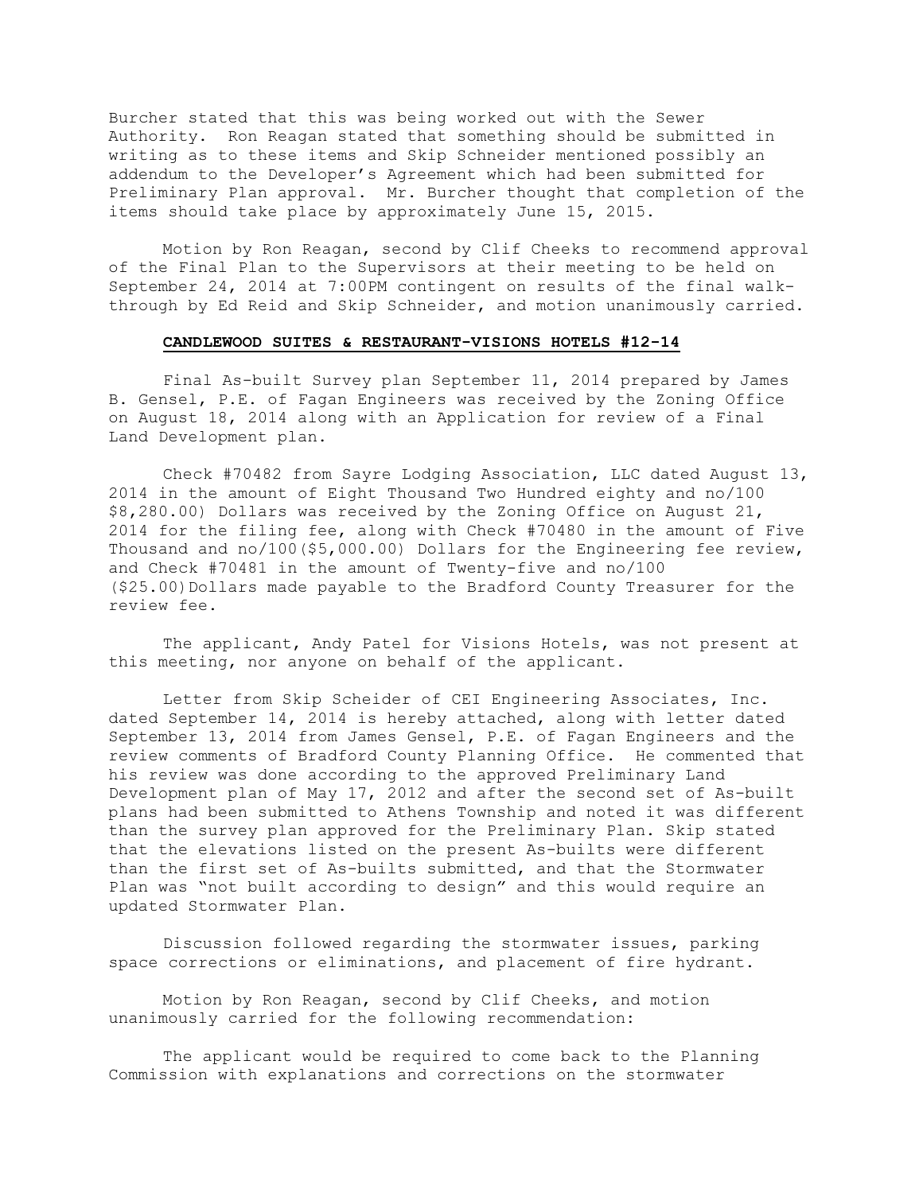Burcher stated that this was being worked out with the Sewer Authority. Ron Reagan stated that something should be submitted in writing as to these items and Skip Schneider mentioned possibly an addendum to the Developer's Agreement which had been submitted for Preliminary Plan approval. Mr. Burcher thought that completion of the items should take place by approximately June 15, 2015.

Motion by Ron Reagan, second by Clif Cheeks to recommend approval of the Final Plan to the Supervisors at their meeting to be held on September 24, 2014 at 7:00PM contingent on results of the final walk-through by Ed Reid and Skip Schneider, and motion unanimously carried.

**CANDLEWOOD SUITES & RESTAURANT-VISIONS HOTELS #12-14**

Final As-built Survey plan September 11, 2014 prepared by James B. Gensel, P.E. of Fagan Engineers was received by the Zoning Office on August 18, 2014 along with an Application for review of a Final Land Development plan.

Check #70482 from Sayre Lodging Association, LLC dated August 13, 2014 in the amount of Eight Thousand Two Hundred eighty and no/100 $8,280.00) Dollars was received by the Zoning Office on August 21, 2014 for the filing fee, along with Check #70480 in the amount of Five Thousand and no/100($5,000.00) Dollars for the Engineering fee review, and Check #70481 in the amount of Twenty-five and no/100 ($25.00)Dollars made payable to the Bradford County Treasurer for the review fee.

The applicant, Andy Patel for Visions Hotels, was not present at this meeting, nor anyone on behalf of the applicant.

Letter from Skip Scheider of CEI Engineering Associates, Inc. dated September 14, 2014 is hereby attached, along with letter dated September 13, 2014 from James Gensel, P.E. of Fagan Engineers and the review comments of Bradford County Planning Office. He commented that his review was done according to the approved Preliminary Land Development plan of May 17, 2012 and after the second set of As-built plans had been submitted to Athens Township and noted it was different than the survey plan approved for the Preliminary Plan. Skip stated that the elevations listed on the present As-builts were different than the first set of As-builts submitted, and that the Stormwater Plan was "not built according to design" and this would require an updated Stormwater Plan.

Discussion followed regarding the stormwater issues, parking space corrections or eliminations, and placement of fire hydrant.

Motion by Ron Reagan, second by Clif Cheeks, and motion unanimously carried for the following recommendation:

The applicant would be required to come back to the Planning Commission with explanations and corrections on the stormwater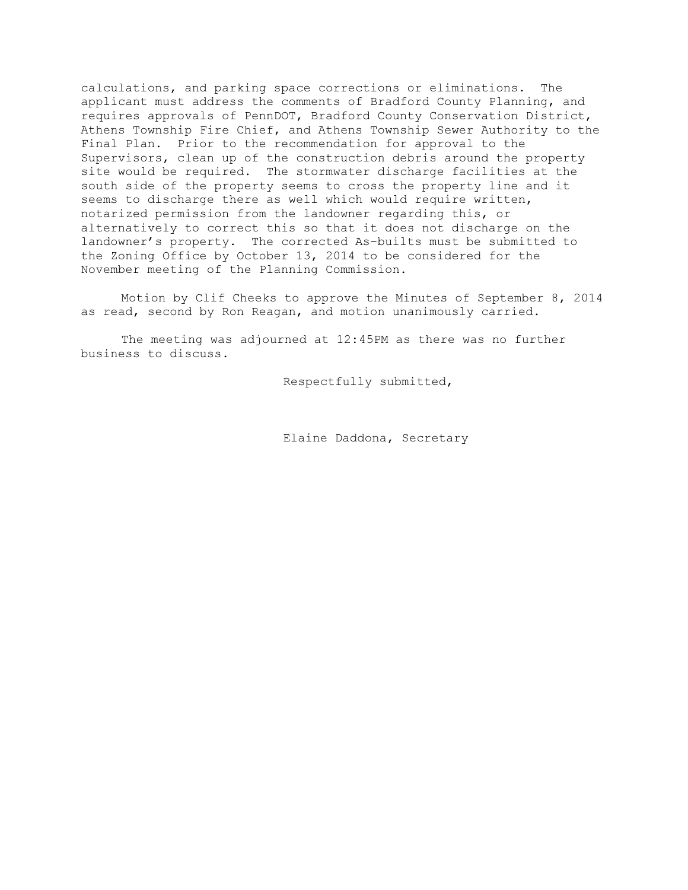calculations, and parking space corrections or eliminations. The applicant must address the comments of Bradford County Planning, and requires approvals of PennDOT, Bradford County Conservation District, Athens Township Fire Chief, and Athens Township Sewer Authority to the Final Plan. Prior to the recommendation for approval to the Supervisors, clean up of the construction debris around the property site would be required. The stormwater discharge facilities at the south side of the property seems to cross the property line and it seems to discharge there as well which would require written, notarized permission from the landowner regarding this, or alternatively to correct this so that it does not discharge on the landowner's property. The corrected As-builts must be submitted to the Zoning Office by October 13, 2014 to be considered for the November meeting of the Planning Commission.

Motion by Clif Cheeks to approve the Minutes of September 8, 2014 as read, second by Ron Reagan, and motion unanimously carried.

The meeting was adjourned at 12:45PM as there was no further business to discuss.

Respectfully submitted,

Elaine Daddona, Secretary